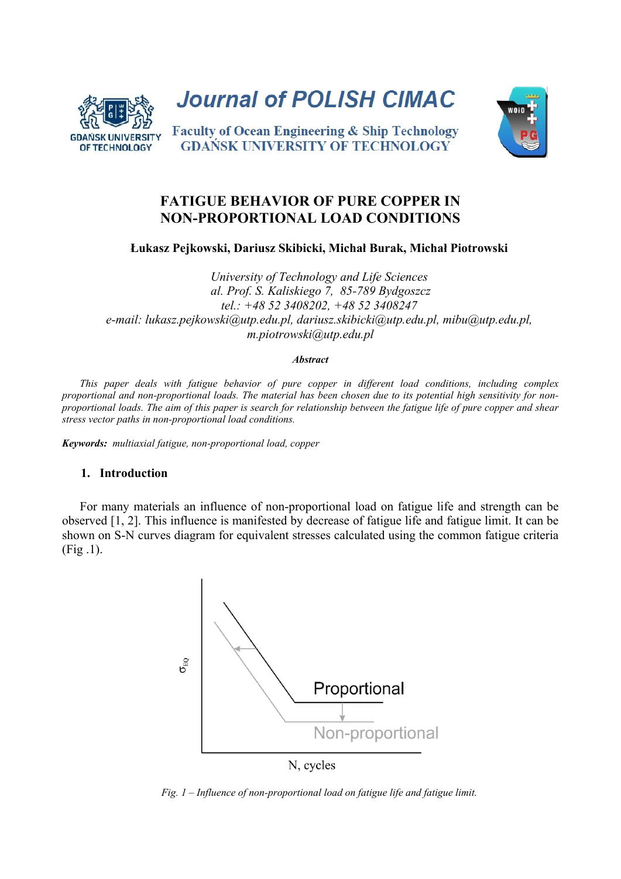Journal of POLISH CIMAC

Faculty of Ocean Engineering & Ship Technology
GDAŃSK UNIVERSITY OF TECHNOLOGY

# FATIGUE BEHAVIOR OF PURE COPPER IN NON-PROPORTIONAL LOAD CONDITIONS

**Łukasz Pejkowski, Dariusz Skibicki, Michał Burak, Michał Piotrowski**

*University of Technology and Life Sciences*
*al. Prof. S. Kaliskiego 7, 85-789 Bydgoszcz*
*tel.: +48 52 3408202, +48 52 3408247*
*e-mail: lukasz.pejkowski@utp.edu.pl, dariusz.skibicki@utp.edu.pl, mibu@utp.edu.pl, m.piotrowski@utp.edu.pl*

***Abstract***

*This paper deals with fatigue behavior of pure copper in different load conditions, including complex proportional and non-proportional loads. The material has been chosen due to its potential high sensitivity for non-proportional loads. The aim of this paper is search for relationship between the fatigue life of pure copper and shear stress vector paths in non-proportional load conditions.*

***Keywords:*** *multiaxial fatigue, non-proportional load, copper*

## 1. Introduction

For many materials an influence of non-proportional load on fatigue life and strength can be observed [1, 2]. This influence is manifested by decrease of fatigue life and fatigue limit. It can be shown on S-N curves diagram for equivalent stresses calculated using the common fatigue criteria (Fig .1).

*Fig. 1 – Influence of non-proportional load on fatigue life and fatigue limit.*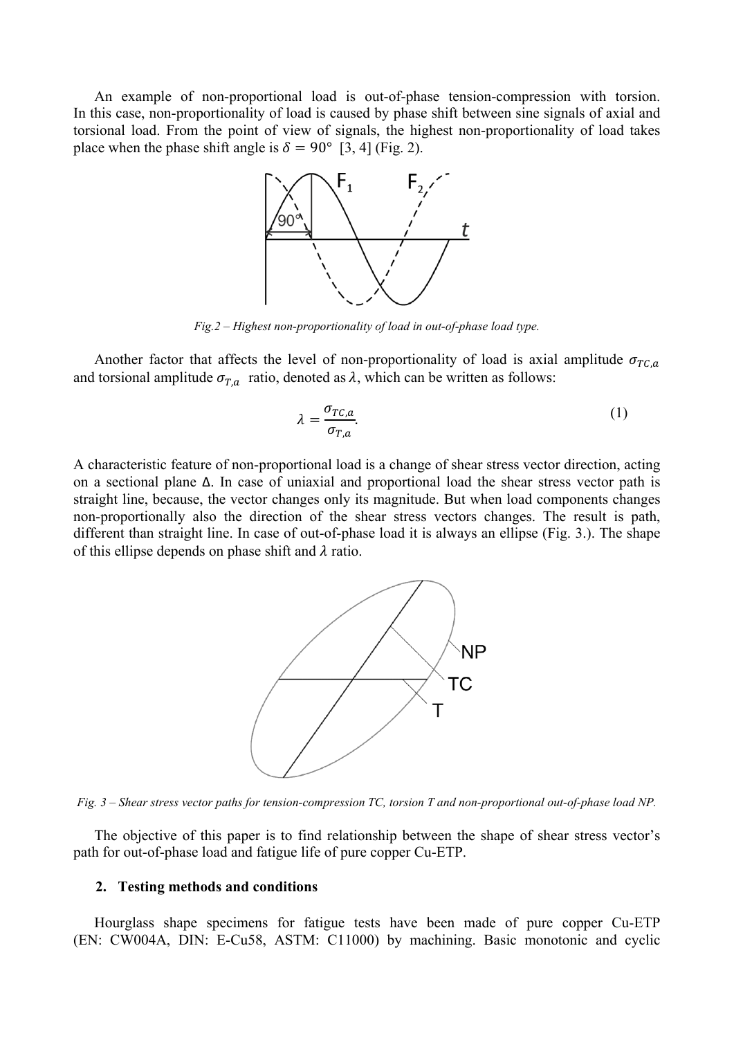An example of non-proportional load is out-of-phase tension-compression with torsion. In this case, non-proportionality of load is caused by phase shift between sine signals of axial and torsional load. From the point of view of signals, the highest non-proportionality of load takes place when the phase shift angle is $\delta = 90°$ [3, 4] (Fig. 2).

*Fig.2 – Highest non-proportionality of load in out-of-phase load type.*

Another factor that affects the level of non-proportionality of load is axial amplitude $\sigma_{TC,a}$ and torsional amplitude $\sigma_{T,a}$ ratio, denoted as $\lambda$, which can be written as follows:

$$\lambda = \frac{\sigma_{TC,a}}{\sigma_{T,a}}. \tag{1}$$

A characteristic feature of non-proportional load is a change of shear stress vector direction, acting on a sectional plane Δ. In case of uniaxial and proportional load the shear stress vector path is straight line, because, the vector changes only its magnitude. But when load components changes non-proportionally also the direction of the shear stress vectors changes. The result is path, different than straight line. In case of out-of-phase load it is always an ellipse (Fig. 3.). The shape of this ellipse depends on phase shift and $\lambda$ ratio.

*Fig. 3 – Shear stress vector paths for tension-compression TC, torsion T and non-proportional out-of-phase load NP.*

The objective of this paper is to find relationship between the shape of shear stress vector's path for out-of-phase load and fatigue life of pure copper Cu-ETP.

## 2. Testing methods and conditions

Hourglass shape specimens for fatigue tests have been made of pure copper Cu-ETP (EN: CW004A, DIN: E-Cu58, ASTM: C11000) by machining. Basic monotonic and cyclic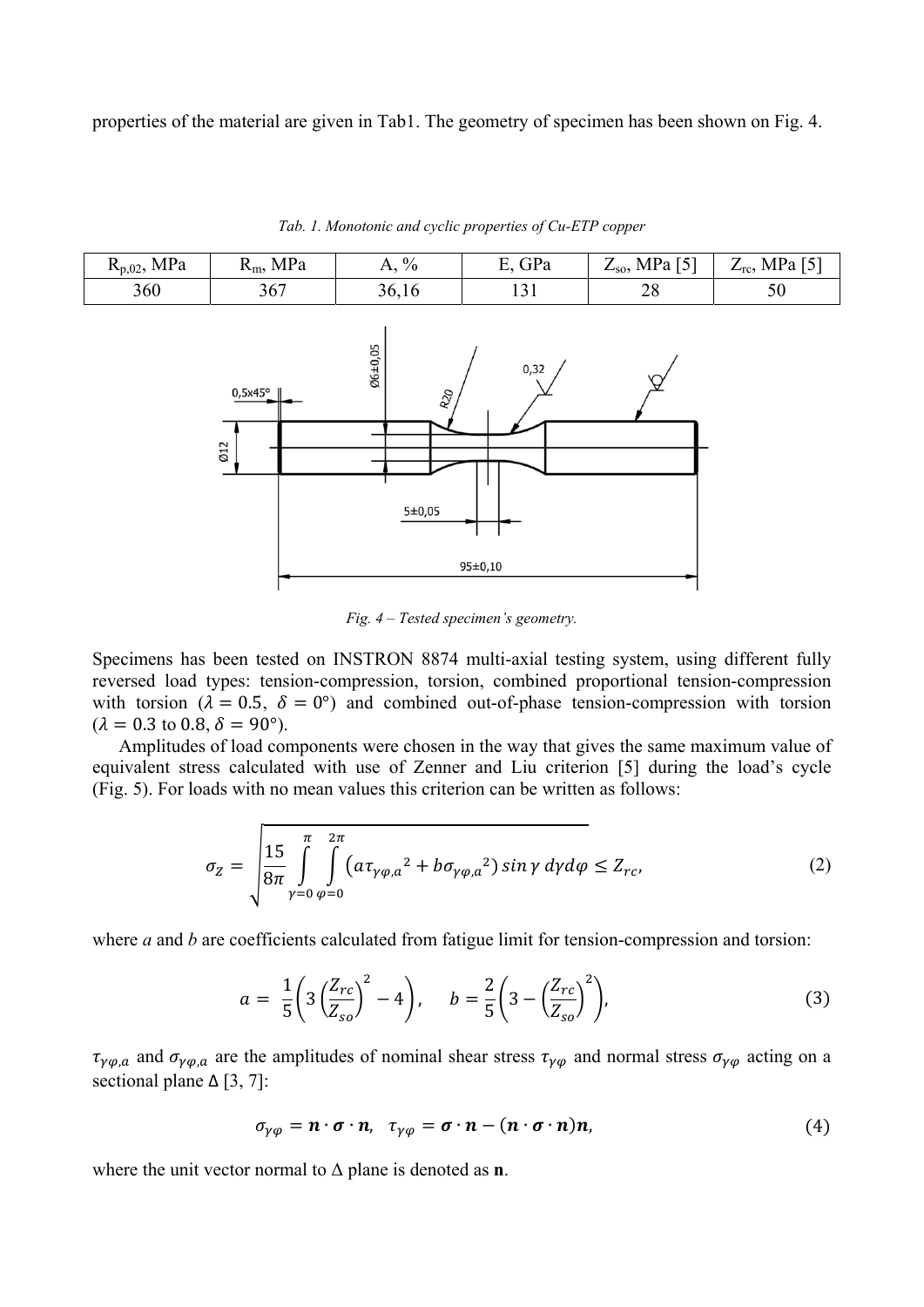properties of the material are given in Tab1. The geometry of specimen has been shown on Fig. 4.

*Tab. 1. Monotonic and cyclic properties of Cu-ETP copper*

| $R_{p,02}$, MPa | $R_m$, MPa | A, % | E, GPa | $Z_{so}$, MPa [5] | $Z_{rc}$, MPa [5] |
|---|---|---|---|---|---|
| 360 | 367 | 36,16 | 131 | 28 | 50 |

*Fig. 4 – Tested specimen's geometry.*

Specimens has been tested on INSTRON 8874 multi-axial testing system, using different fully reversed load types: tension-compression, torsion, combined proportional tension-compression with torsion ($\lambda = 0.5$, $\delta = 0°$) and combined out-of-phase tension-compression with torsion ($\lambda = 0.3$ to $0.8$, $\delta = 90°$).

Amplitudes of load components were chosen in the way that gives the same maximum value of equivalent stress calculated with use of Zenner and Liu criterion [5] during the load's cycle (Fig. 5). For loads with no mean values this criterion can be written as follows:

$$\sigma_Z = \sqrt{\frac{15}{8\pi}\int_{\gamma=0}^{\pi}\int_{\varphi=0}^{2\pi}\left(a{\tau_{\gamma\varphi,a}}^2 + b{\sigma_{\gamma\varphi,a}}^2\right)\sin\gamma \, d\gamma d\varphi} \leq Z_{rc}, \tag{2}$$

where *a* and *b* are coefficients calculated from fatigue limit for tension-compression and torsion:

$$a = \frac{1}{5}\left(3\left(\frac{Z_{rc}}{Z_{so}}\right)^2 - 4\right), \quad b = \frac{2}{5}\left(3 - \left(\frac{Z_{rc}}{Z_{so}}\right)^2\right), \tag{3}$$

$\tau_{\gamma\varphi,a}$ and $\sigma_{\gamma\varphi,a}$ are the amplitudes of nominal shear stress $\tau_{\gamma\varphi}$ and normal stress $\sigma_{\gamma\varphi}$ acting on a sectional plane $\Delta$ [3, 7]:

$$\sigma_{\gamma\varphi} = \boldsymbol{n} \cdot \boldsymbol{\sigma} \cdot \boldsymbol{n}, \quad \tau_{\gamma\varphi} = \boldsymbol{\sigma} \cdot \boldsymbol{n} - (\boldsymbol{n} \cdot \boldsymbol{\sigma} \cdot \boldsymbol{n})\boldsymbol{n}, \tag{4}$$

where the unit vector normal to $\Delta$ plane is denoted as $\mathbf{n}$.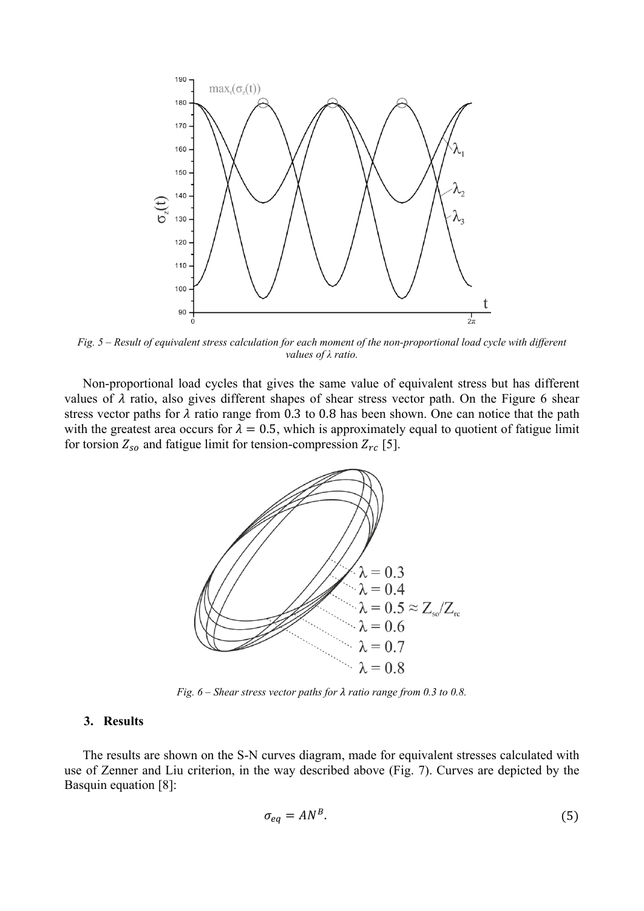*Fig. 5 – Result of equivalent stress calculation for each moment of the non-proportional load cycle with different values of λ ratio.*

Non-proportional load cycles that gives the same value of equivalent stress but has different values of $\lambda$ ratio, also gives different shapes of shear stress vector path. On the Figure 6 shear stress vector paths for $\lambda$ ratio range from 0.3 to 0.8 has been shown. One can notice that the path with the greatest area occurs for $\lambda = 0.5$, which is approximately equal to quotient of fatigue limit for torsion $Z_{so}$ and fatigue limit for tension-compression $Z_{rc}$ [5].

*Fig. 6 – Shear stress vector paths for λ ratio range from 0.3 to 0.8.*

### 3. Results

The results are shown on the S-N curves diagram, made for equivalent stresses calculated with use of Zenner and Liu criterion, in the way described above (Fig. 7). Curves are depicted by the Basquin equation [8]:

$$\sigma_{eq} = AN^{B}. \tag{5}$$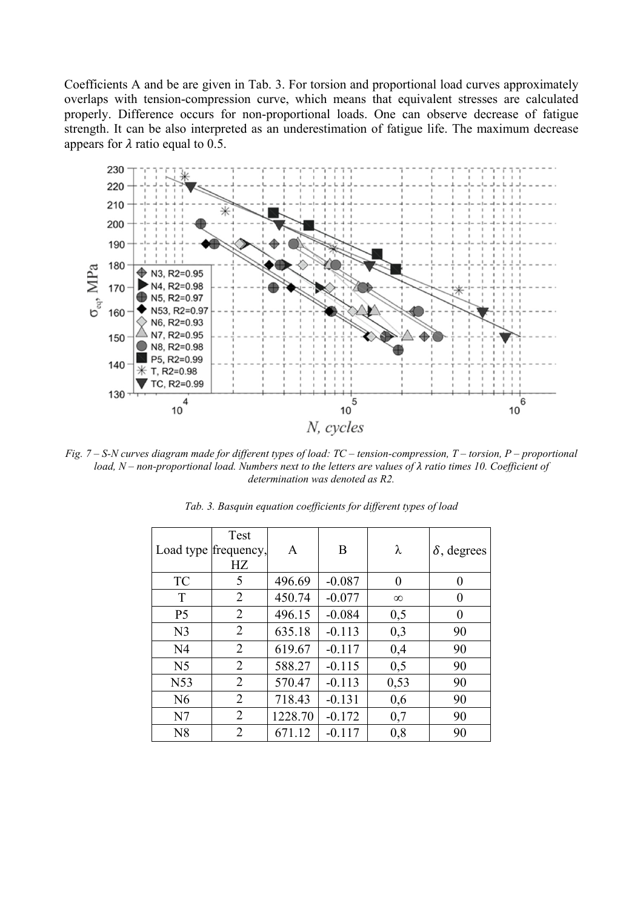Coefficients A and be are given in Tab. 3. For torsion and proportional load curves approximately overlaps with tension-compression curve, which means that equivalent stresses are calculated properly. Difference occurs for non-proportional loads. One can observe decrease of fatigue strength. It can be also interpreted as an underestimation of fatigue life. The maximum decrease appears for $\lambda$ ratio equal to 0.5.

*Fig. 7 – S-N curves diagram made for different types of load: TC – tension-compression, T – torsion, P – proportional load, N – non-proportional load. Numbers next to the letters are values of λ ratio times 10. Coefficient of determination was denoted as R2.*

*Tab. 3. Basquin equation coefficients for different types of load*

| Load type | Test frequency, HZ | A | B | λ | $\delta$, degrees |
|---|---|---|---|---|---|
| TC | 5 | 496.69 | -0.087 | 0 | 0 |
| T | 2 | 450.74 | -0.077 | ∞ | 0 |
| P5 | 2 | 496.15 | -0.084 | 0,5 | 0 |
| N3 | 2 | 635.18 | -0.113 | 0,3 | 90 |
| N4 | 2 | 619.67 | -0.117 | 0,4 | 90 |
| N5 | 2 | 588.27 | -0.115 | 0,5 | 90 |
| N53 | 2 | 570.47 | -0.113 | 0,53 | 90 |
| N6 | 2 | 718.43 | -0.131 | 0,6 | 90 |
| N7 | 2 | 1228.70 | -0.172 | 0,7 | 90 |
| N8 | 2 | 671.12 | -0.117 | 0,8 | 90 |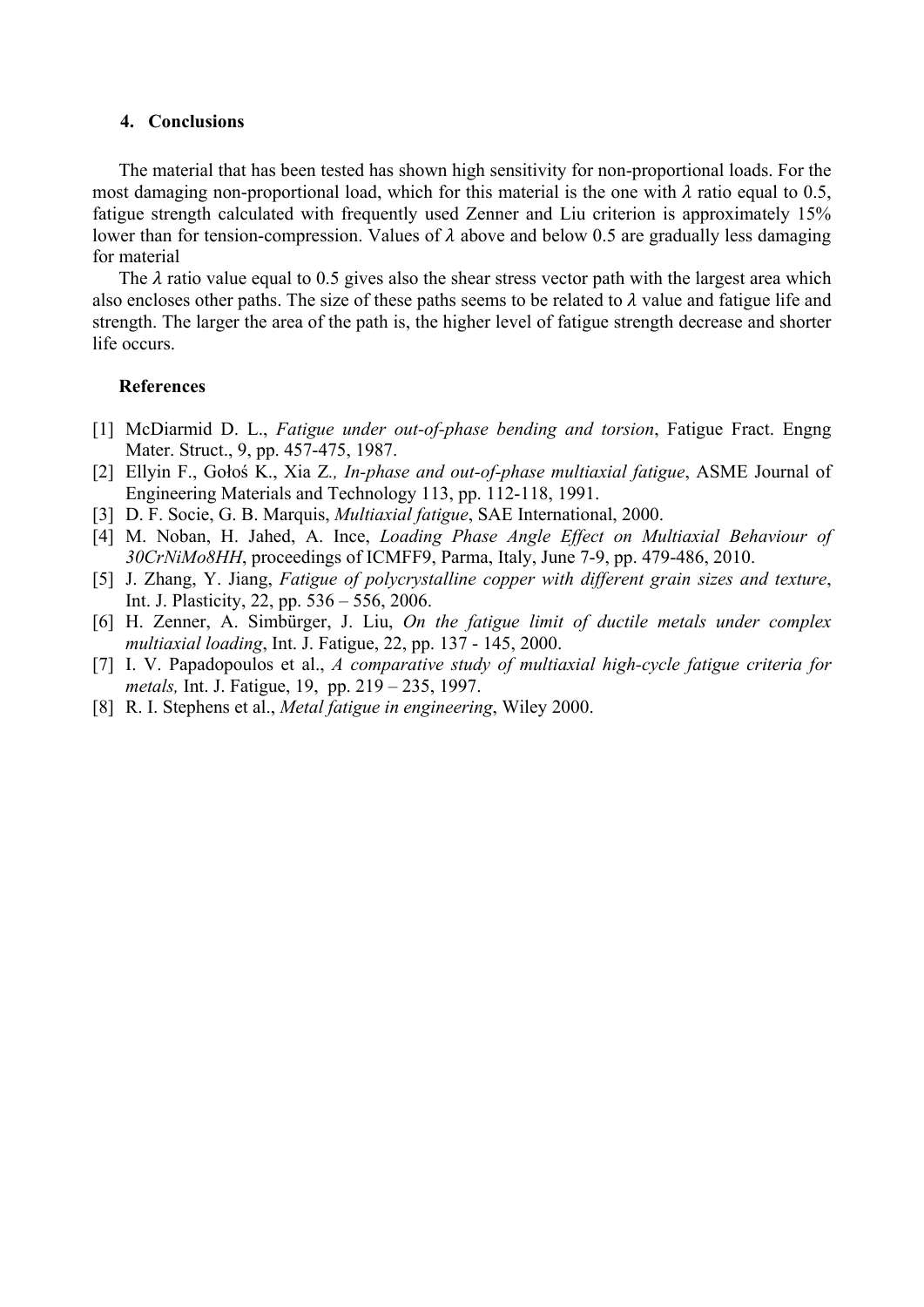## 4. Conclusions

The material that has been tested has shown high sensitivity for non-proportional loads. For the most damaging non-proportional load, which for this material is the one with $\lambda$ ratio equal to 0.5, fatigue strength calculated with frequently used Zenner and Liu criterion is approximately 15% lower than for tension-compression. Values of $\lambda$ above and below 0.5 are gradually less damaging for material

The $\lambda$ ratio value equal to 0.5 gives also the shear stress vector path with the largest area which also encloses other paths. The size of these paths seems to be related to $\lambda$ value and fatigue life and strength. The larger the area of the path is, the higher level of fatigue strength decrease and shorter life occurs.

## References

[1] McDiarmid D. L., *Fatigue under out-of-phase bending and torsion*, Fatigue Fract. Engng Mater. Struct., 9, pp. 457-475, 1987.

[2] Ellyin F., Gołoś K., Xia Z*., In-phase and out-of-phase multiaxial fatigue*, ASME Journal of Engineering Materials and Technology 113, pp. 112-118, 1991.

[3] D. F. Socie, G. B. Marquis, *Multiaxial fatigue*, SAE International, 2000.

[4] M. Noban, H. Jahed, A. Ince, *Loading Phase Angle Effect on Multiaxial Behaviour of 30CrNiMo8HH*, proceedings of ICMFF9, Parma, Italy, June 7-9, pp. 479-486, 2010.

[5] J. Zhang, Y. Jiang, *Fatigue of polycrystalline copper with different grain sizes and texture*, Int. J. Plasticity, 22, pp. 536 – 556, 2006.

[6] H. Zenner, A. Simbürger, J. Liu, *On the fatigue limit of ductile metals under complex multiaxial loading*, Int. J. Fatigue, 22, pp. 137 - 145, 2000.

[7] I. V. Papadopoulos et al., *A comparative study of multiaxial high-cycle fatigue criteria for metals,* Int. J. Fatigue, 19, pp. 219 – 235, 1997.

[8] R. I. Stephens et al., *Metal fatigue in engineering*, Wiley 2000.